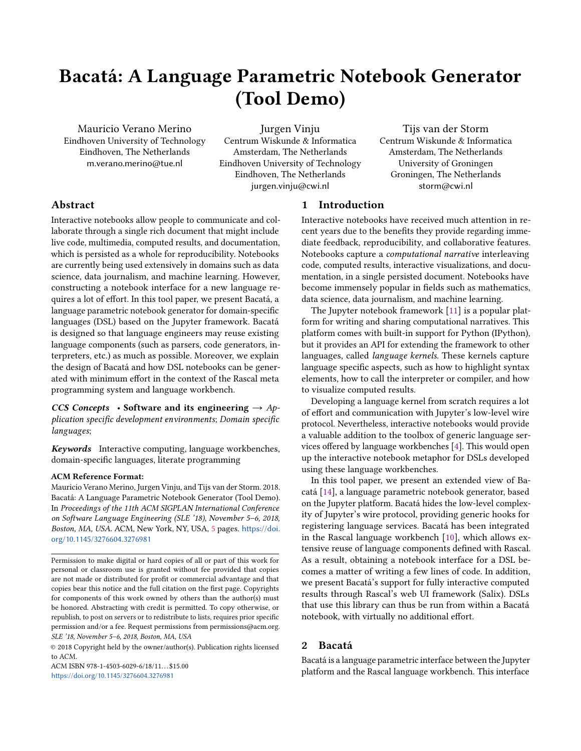# Bacatá: A Language Parametric Notebook Generator (Tool Demo)

Mauricio Verano Merino
Eindhoven University of Technology
Eindhoven, The Netherlands
m.verano.merino@tue.nl

Jurgen Vinju
Centrum Wiskunde & Informatica
Amsterdam, The Netherlands
Eindhoven University of Technology
Eindhoven, The Netherlands
jurgen.vinju@cwi.nl

Tijs van der Storm
Centrum Wiskunde & Informatica
Amsterdam, The Netherlands
University of Groningen
Groningen, The Netherlands
storm@cwi.nl

## Abstract

Interactive notebooks allow people to communicate and collaborate through a single rich document that might include live code, multimedia, computed results, and documentation, which is persisted as a whole for reproducibility. Notebooks are currently being used extensively in domains such as data science, data journalism, and machine learning. However, constructing a notebook interface for a new language requires a lot of effort. In this tool paper, we present Bacatá, a language parametric notebook generator for domain-specific languages (DSL) based on the Jupyter framework. Bacatá is designed so that language engineers may reuse existing language components (such as parsers, code generators, interpreters, etc.) as much as possible. Moreover, we explain the design of Bacatá and how DSL notebooks can be generated with minimum effort in the context of the Rascal meta programming system and language workbench.

***CCS Concepts*** • **Software and its engineering** → *Application specific development environments*; *Domain specific languages*;

***Keywords*** Interactive computing, language workbenches, domain-specific languages, literate programming

**ACM Reference Format:**
Mauricio Verano Merino, Jurgen Vinju, and Tijs van der Storm. 2018. Bacatá: A Language Parametric Notebook Generator (Tool Demo). In *Proceedings of the 11th ACM SIGPLAN International Conference on Software Language Engineering (SLE '18), November 5–6, 2018, Boston, MA, USA.* ACM, New York, NY, USA, 5 pages. https://doi.org/10.1145/3276604.3276981

Permission to make digital or hard copies of all or part of this work for personal or classroom use is granted without fee provided that copies are not made or distributed for profit or commercial advantage and that copies bear this notice and the full citation on the first page. Copyrights for components of this work owned by others than the author(s) must be honored. Abstracting with credit is permitted. To copy otherwise, or republish, to post on servers or to redistribute to lists, requires prior specific permission and/or a fee. Request permissions from permissions@acm.org.
*SLE '18, November 5–6, 2018, Boston, MA, USA*
© 2018 Copyright held by the owner/author(s). Publication rights licensed to ACM.
ACM ISBN 978-1-4503-6029-6/18/11…$15.00
https://doi.org/10.1145/3276604.3276981

## 1 Introduction

Interactive notebooks have received much attention in recent years due to the benefits they provide regarding immediate feedback, reproducibility, and collaborative features. Notebooks capture a *computational narrative* interleaving code, computed results, interactive visualizations, and documentation, in a single persisted document. Notebooks have become immensely popular in fields such as mathematics, data science, data journalism, and machine learning.

The Jupyter notebook framework [11] is a popular platform for writing and sharing computational narratives. This platform comes with built-in support for Python (IPython), but it provides an API for extending the framework to other languages, called *language kernels*. These kernels capture language specific aspects, such as how to highlight syntax elements, how to call the interpreter or compiler, and how to visualize computed results.

Developing a language kernel from scratch requires a lot of effort and communication with Jupyter's low-level wire protocol. Nevertheless, interactive notebooks would provide a valuable addition to the toolbox of generic language services offered by language workbenches [4]. This would open up the interactive notebook metaphor for DSLs developed using these language workbenches.

In this tool paper, we present an extended view of Bacatá [14], a language parametric notebook generator, based on the Jupyter platform. Bacatá hides the low-level complexity of Jupyter's wire protocol, providing generic hooks for registering language services. Bacatá has been integrated in the Rascal language workbench [10], which allows extensive reuse of language components defined with Rascal. As a result, obtaining a notebook interface for a DSL becomes a matter of writing a few lines of code. In addition, we present Bacatá's support for fully interactive computed results through Rascal's web UI framework (Salix). DSLs that use this library can thus be run from within a Bacatá notebook, with virtually no additional effort.

## 2 Bacatá

Bacatá is a language parametric interface between the Jupyter platform and the Rascal language workbench. This interface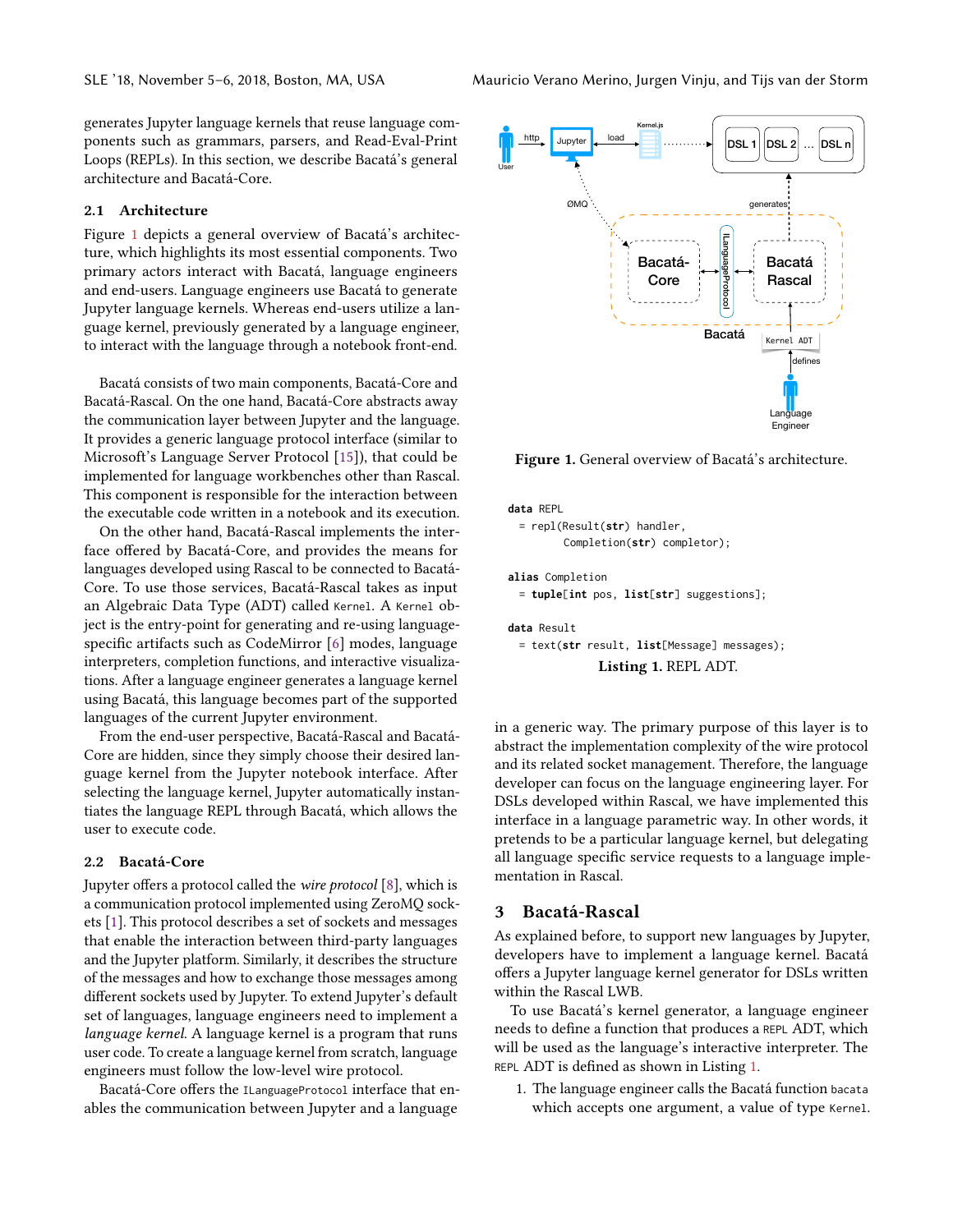generates Jupyter language kernels that reuse language components such as grammars, parsers, and Read-Eval-Print Loops (REPLs). In this section, we describe Bacatá's general architecture and Bacatá-Core.

### 2.1 Architecture

Figure 1 depicts a general overview of Bacatá's architecture, which highlights its most essential components. Two primary actors interact with Bacatá, language engineers and end-users. Language engineers use Bacatá to generate Jupyter language kernels. Whereas end-users utilize a language kernel, previously generated by a language engineer, to interact with the language through a notebook front-end.

Bacatá consists of two main components, Bacatá-Core and Bacatá-Rascal. On the one hand, Bacatá-Core abstracts away the communication layer between Jupyter and the language. It provides a generic language protocol interface (similar to Microsoft's Language Server Protocol [15]), that could be implemented for language workbenches other than Rascal. This component is responsible for the interaction between the executable code written in a notebook and its execution.

On the other hand, Bacatá-Rascal implements the interface offered by Bacatá-Core, and provides the means for languages developed using Rascal to be connected to Bacatá-Core. To use those services, Bacatá-Rascal takes as input an Algebraic Data Type (ADT) called `Kernel`. A `Kernel` object is the entry-point for generating and re-using language-specific artifacts such as CodeMirror [6] modes, language interpreters, completion functions, and interactive visualizations. After a language engineer generates a language kernel using Bacatá, this language becomes part of the supported languages of the current Jupyter environment.

From the end-user perspective, Bacatá-Rascal and Bacatá-Core are hidden, since they simply choose their desired language kernel from the Jupyter notebook interface. After selecting the language kernel, Jupyter automatically instantiates the language REPL through Bacatá, which allows the user to execute code.

### 2.2 Bacatá-Core

Jupyter offers a protocol called the *wire protocol* [8], which is a communication protocol implemented using ZeroMQ sockets [1]. This protocol describes a set of sockets and messages that enable the interaction between third-party languages and the Jupyter platform. Similarly, it describes the structure of the messages and how to exchange those messages among different sockets used by Jupyter. To extend Jupyter's default set of languages, language engineers need to implement a *language kernel*. A language kernel is a program that runs user code. To create a language kernel from scratch, language engineers must follow the low-level wire protocol.

Bacatá-Core offers the `ILanguageProtocol` interface that enables the communication between Jupyter and a language in a generic way. The primary purpose of this layer is to abstract the implementation complexity of the wire protocol and its related socket management. Therefore, the language developer can focus on the language engineering layer. For DSLs developed within Rascal, we have implemented this interface in a language parametric way. In other words, it pretends to be a particular language kernel, but delegating all language specific service requests to a language implementation in Rascal.

**Figure 1.** General overview of Bacatá's architecture.

```
data REPL
  = repl(Result(str) handler,
         Completion(str) completor);

alias Completion
  = tuple[int pos, list[str] suggestions];

data Result
  = text(str result, list[Message] messages);
```

**Listing 1.** REPL ADT.

## 3 Bacatá-Rascal

As explained before, to support new languages by Jupyter, developers have to implement a language kernel. Bacatá offers a Jupyter language kernel generator for DSLs written within the Rascal LWB.

To use Bacatá's kernel generator, a language engineer needs to define a function that produces a `REPL` ADT, which will be used as the language's interactive interpreter. The `REPL` ADT is defined as shown in Listing 1.

1. The language engineer calls the Bacatá function `bacata` which accepts one argument, a value of type `Kernel`.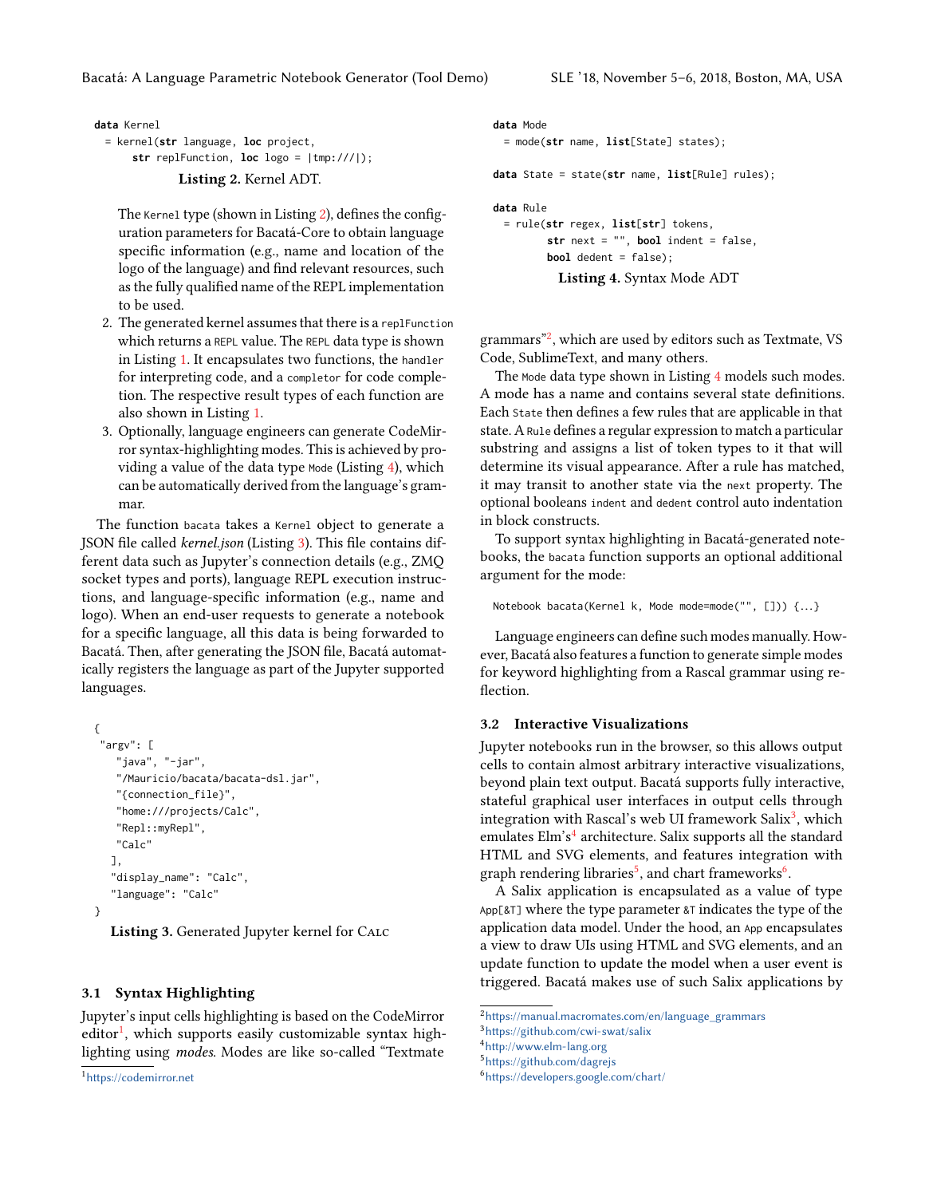```
data Kernel
  = kernel(str language, loc project,
      str replFunction, loc logo = |tmp:///|);
```

**Listing 2.** Kernel ADT.

The Kernel type (shown in Listing 2), defines the configuration parameters for Bacatá-Core to obtain language specific information (e.g., name and location of the logo of the language) and find relevant resources, such as the fully qualified name of the REPL implementation to be used.

2. The generated kernel assumes that there is a replFunction which returns a REPL value. The REPL data type is shown in Listing 1. It encapsulates two functions, the handler for interpreting code, and a completor for code completion. The respective result types of each function are also shown in Listing 1.
3. Optionally, language engineers can generate CodeMirror syntax-highlighting modes. This is achieved by providing a value of the data type Mode (Listing 4), which can be automatically derived from the language's grammar.

The function bacata takes a Kernel object to generate a JSON file called *kernel.json* (Listing 3). This file contains different data such as Jupyter's connection details (e.g., ZMQ socket types and ports), language REPL execution instructions, and language-specific information (e.g., name and logo). When an end-user requests to generate a notebook for a specific language, all this data is being forwarded to Bacatá. Then, after generating the JSON file, Bacatá automatically registers the language as part of the Jupyter supported languages.

```
{
 "argv": [
    "java", "-jar",
    "/Mauricio/bacata/bacata-dsl.jar",
    "{connection_file}",
    "home:///projects/Calc",
    "Repl::myRepl",
    "Calc"
   ],
   "display_name": "Calc",
   "language": "Calc"
}
```

**Listing 3.** Generated Jupyter kernel for Calc

### 3.1 Syntax Highlighting

Jupyter's input cells highlighting is based on the CodeMirror editor[1], which supports easily customizable syntax highlighting using *modes*. Modes are like so-called "Textmate grammars"[2], which are used by editors such as Textmate, VS Code, SublimeText, and many others.

```
data Mode
  = mode(str name, list[State] states);

data State = state(str name, list[Rule] rules);

data Rule
  = rule(str regex, list[str] tokens,
        str next = "", bool indent = false,
        bool dedent = false);
```

**Listing 4.** Syntax Mode ADT

The Mode data type shown in Listing 4 models such modes. A mode has a name and contains several state definitions. Each State then defines a few rules that are applicable in that state. A Rule defines a regular expression to match a particular substring and assigns a list of token types to it that will determine its visual appearance. After a rule has matched, it may transit to another state via the next property. The optional booleans indent and dedent control auto indentation in block constructs.

To support syntax highlighting in Bacatá-generated notebooks, the bacata function supports an optional additional argument for the mode:

```
Notebook bacata(Kernel k, Mode mode=mode("", [])) {...}
```

Language engineers can define such modes manually. However, Bacatá also features a function to generate simple modes for keyword highlighting from a Rascal grammar using reflection.

### 3.2 Interactive Visualizations

Jupyter notebooks run in the browser, so this allows output cells to contain almost arbitrary interactive visualizations, beyond plain text output. Bacatá supports fully interactive, stateful graphical user interfaces in output cells through integration with Rascal's web UI framework Salix[3], which emulates Elm's[4] architecture. Salix supports all the standard HTML and SVG elements, and features integration with graph rendering libraries[5], and chart frameworks[6].

A Salix application is encapsulated as a value of type App[&T] where the type parameter &T indicates the type of the application data model. Under the hood, an App encapsulates a view to draw UIs using HTML and SVG elements, and an update function to update the model when a user event is triggered. Bacatá makes use of such Salix applications by

[1] https://codemirror.net

[2] https://manual.macromates.com/en/language_grammars

[3] https://github.com/cwi-swat/salix

[4] http://www.elm-lang.org

[5] https://github.com/dagrejs

[6] https://developers.google.com/chart/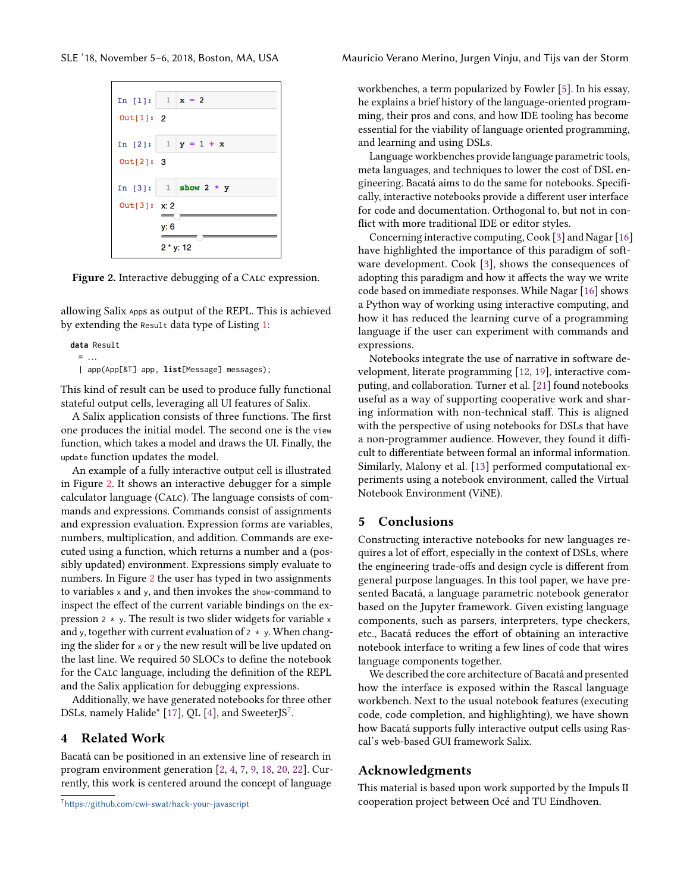```
In [1]:   1  x = 2
Out[1]:  2

In [2]:   1  y = 1 + x
Out[2]:  3

In [3]:   1  show 2 * y
Out[3]:  x: 2
         y: 6
         2 * y: 12
```

**Figure 2.** Interactive debugging of a CALC expression.

allowing Salix Apps as output of the REPL. This is achieved by extending the Result data type of Listing 1:

```
data Result
  = ...
  | app(App[&T] app, list[Message] messages);
```

This kind of result can be used to produce fully functional stateful output cells, leveraging all UI features of Salix.

A Salix application consists of three functions. The first one produces the initial model. The second one is the view function, which takes a model and draws the UI. Finally, the update function updates the model.

An example of a fully interactive output cell is illustrated in Figure 2. It shows an interactive debugger for a simple calculator language (CALC). The language consists of commands and expressions. Commands consist of assignments and expression evaluation. Expression forms are variables, numbers, multiplication, and addition. Commands are executed using a function, which returns a number and a (possibly updated) environment. Expressions simply evaluate to numbers. In Figure 2 the user has typed in two assignments to variables x and y, and then invokes the show-command to inspect the effect of the current variable bindings on the expression 2 * y. The result is two slider widgets for variable x and y, together with current evaluation of 2 * y. When changing the slider for x or y the new result will be live updated on the last line. We required 50 SLOCs to define the notebook for the CALC language, including the definition of the REPL and the Salix application for debugging expressions.

Additionally, we have generated notebooks for three other DSLs, namely Halide* [17], QL [4], and SweeterJS[7].

## 4 Related Work

Bacatá can be positioned in an extensive line of research in program environment generation [2, 4, 7, 9, 18, 20, 22]. Currently, this work is centered around the concept of language workbenches, a term popularized by Fowler [5]. In his essay, he explains a brief history of the language-oriented programming, their pros and cons, and how IDE tooling has become essential for the viability of language oriented programming, and learning and using DSLs.

Language workbenches provide language parametric tools, meta languages, and techniques to lower the cost of DSL engineering. Bacatá aims to do the same for notebooks. Specifically, interactive notebooks provide a different user interface for code and documentation. Orthogonal to, but not in conflict with more traditional IDE or editor styles.

Concerning interactive computing, Cook [3] and Nagar [16] have highlighted the importance of this paradigm of software development. Cook [3], shows the consequences of adopting this paradigm and how it affects the way we write code based on immediate responses. While Nagar [16] shows a Python way of working using interactive computing, and how it has reduced the learning curve of a programming language if the user can experiment with commands and expressions.

Notebooks integrate the use of narrative in software development, literate programming [12, 19], interactive computing, and collaboration. Turner et al. [21] found notebooks useful as a way of supporting cooperative work and sharing information with non-technical staff. This is aligned with the perspective of using notebooks for DSLs that have a non-programmer audience. However, they found it difficult to differentiate between formal an informal information. Similarly, Malony et al. [13] performed computational experiments using a notebook environment, called the Virtual Notebook Environment (ViNE).

## 5 Conclusions

Constructing interactive notebooks for new languages requires a lot of effort, especially in the context of DSLs, where the engineering trade-offs and design cycle is different from general purpose languages. In this tool paper, we have presented Bacatá, a language parametric notebook generator based on the Jupyter framework. Given existing language components, such as parsers, interpreters, type checkers, etc., Bacatá reduces the effort of obtaining an interactive notebook interface to writing a few lines of code that wires language components together.

We described the core architecture of Bacatá and presented how the interface is exposed within the Rascal language workbench. Next to the usual notebook features (executing code, code completion, and highlighting), we have shown how Bacatá supports fully interactive output cells using Rascal's web-based GUI framework Salix.

## Acknowledgments

This material is based upon work supported by the Impuls II cooperation project between Océ and TU Eindhoven.

[7] https://github.com/cwi-swat/hack-your-javascript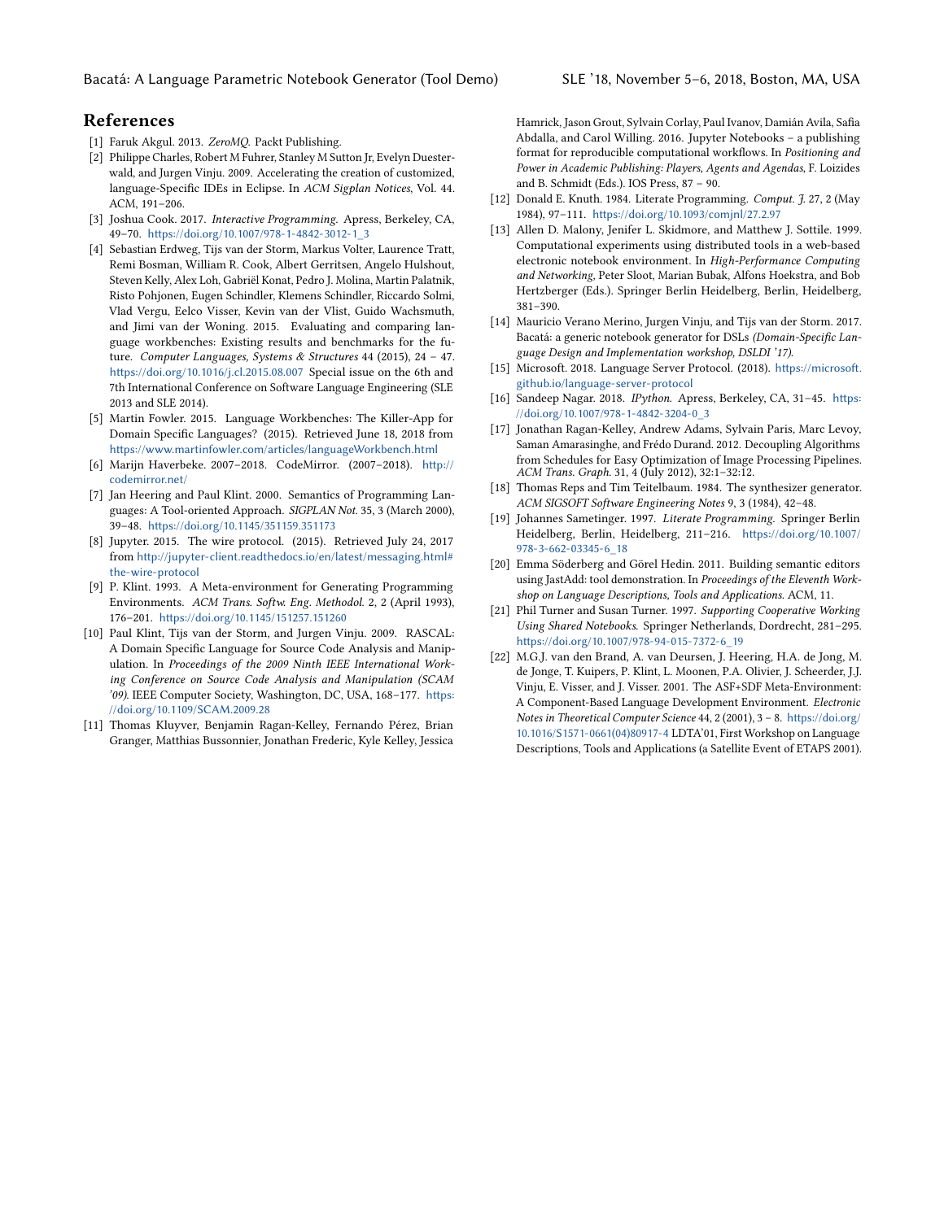## References

[1] Faruk Akgul. 2013. *ZeroMQ*. Packt Publishing.

[2] Philippe Charles, Robert M Fuhrer, Stanley M Sutton Jr, Evelyn Duesterwald, and Jurgen Vinju. 2009. Accelerating the creation of customized, language-Specific IDEs in Eclipse. In *ACM Sigplan Notices*, Vol. 44. ACM, 191–206.

[3] Joshua Cook. 2017. *Interactive Programming*. Apress, Berkeley, CA, 49–70. https://doi.org/10.1007/978-1-4842-3012-1_3

[4] Sebastian Erdweg, Tijs van der Storm, Markus Volter, Laurence Tratt, Remi Bosman, William R. Cook, Albert Gerritsen, Angelo Hulshout, Steven Kelly, Alex Loh, Gabriël Konat, Pedro J. Molina, Martin Palatnik, Risto Pohjonen, Eugen Schindler, Klemens Schindler, Riccardo Solmi, Vlad Vergu, Eelco Visser, Kevin van der Vlist, Guido Wachsmuth, and Jimi van der Woning. 2015. Evaluating and comparing language workbenches: Existing results and benchmarks for the future. *Computer Languages, Systems & Structures* 44 (2015), 24 – 47. https://doi.org/10.1016/j.cl.2015.08.007 Special issue on the 6th and 7th International Conference on Software Language Engineering (SLE 2013 and SLE 2014).

[5] Martin Fowler. 2015. Language Workbenches: The Killer-App for Domain Specific Languages? (2015). Retrieved June 18, 2018 from https://www.martinfowler.com/articles/languageWorkbench.html

[6] Marijn Haverbeke. 2007–2018. CodeMirror. (2007–2018). http://codemirror.net/

[7] Jan Heering and Paul Klint. 2000. Semantics of Programming Languages: A Tool-oriented Approach. *SIGPLAN Not.* 35, 3 (March 2000), 39–48. https://doi.org/10.1145/351159.351173

[8] Jupyter. 2015. The wire protocol. (2015). Retrieved July 24, 2017 from http://jupyter-client.readthedocs.io/en/latest/messaging.html#the-wire-protocol

[9] P. Klint. 1993. A Meta-environment for Generating Programming Environments. *ACM Trans. Softw. Eng. Methodol.* 2, 2 (April 1993), 176–201. https://doi.org/10.1145/151257.151260

[10] Paul Klint, Tijs van der Storm, and Jurgen Vinju. 2009. RASCAL: A Domain Specific Language for Source Code Analysis and Manipulation. In *Proceedings of the 2009 Ninth IEEE International Working Conference on Source Code Analysis and Manipulation (SCAM '09)*. IEEE Computer Society, Washington, DC, USA, 168–177. https://doi.org/10.1109/SCAM.2009.28

[11] Thomas Kluyver, Benjamin Ragan-Kelley, Fernando Pérez, Brian Granger, Matthias Bussonnier, Jonathan Frederic, Kyle Kelley, Jessica Hamrick, Jason Grout, Sylvain Corlay, Paul Ivanov, Damián Avila, Safia Abdalla, and Carol Willing. 2016. Jupyter Notebooks – a publishing format for reproducible computational workflows. In *Positioning and Power in Academic Publishing: Players, Agents and Agendas*, F. Loizides and B. Schmidt (Eds.). IOS Press, 87 – 90.

[12] Donald E. Knuth. 1984. Literate Programming. *Comput. J.* 27, 2 (May 1984), 97–111. https://doi.org/10.1093/comjnl/27.2.97

[13] Allen D. Malony, Jenifer L. Skidmore, and Matthew J. Sottile. 1999. Computational experiments using distributed tools in a web-based electronic notebook environment. In *High-Performance Computing and Networking*, Peter Sloot, Marian Bubak, Alfons Hoekstra, and Bob Hertzberger (Eds.). Springer Berlin Heidelberg, Berlin, Heidelberg, 381–390.

[14] Mauricio Verano Merino, Jurgen Vinju, and Tijs van der Storm. 2017. Bacatá: a generic notebook generator for DSLs *(Domain-Specific Language Design and Implementation workshop, DSLDI '17)*.

[15] Microsoft. 2018. Language Server Protocol. (2018). https://microsoft.github.io/language-server-protocol

[16] Sandeep Nagar. 2018. *IPython*. Apress, Berkeley, CA, 31–45. https://doi.org/10.1007/978-1-4842-3204-0_3

[17] Jonathan Ragan-Kelley, Andrew Adams, Sylvain Paris, Marc Levoy, Saman Amarasinghe, and Frédo Durand. 2012. Decoupling Algorithms from Schedules for Easy Optimization of Image Processing Pipelines. *ACM Trans. Graph.* 31, 4 (July 2012), 32:1–32:12.

[18] Thomas Reps and Tim Teitelbaum. 1984. The synthesizer generator. *ACM SIGSOFT Software Engineering Notes* 9, 3 (1984), 42–48.

[19] Johannes Sametinger. 1997. *Literate Programming*. Springer Berlin Heidelberg, Berlin, Heidelberg, 211–216. https://doi.org/10.1007/978-3-662-03345-6_18

[20] Emma Söderberg and Görel Hedin. 2011. Building semantic editors using JastAdd: tool demonstration. In *Proceedings of the Eleventh Workshop on Language Descriptions, Tools and Applications*. ACM, 11.

[21] Phil Turner and Susan Turner. 1997. *Supporting Cooperative Working Using Shared Notebooks*. Springer Netherlands, Dordrecht, 281–295. https://doi.org/10.1007/978-94-015-7372-6_19

[22] M.G.J. van den Brand, A. van Deursen, J. Heering, H.A. de Jong, M. de Jonge, T. Kuipers, P. Klint, L. Moonen, P.A. Olivier, J. Scheerder, J.J. Vinju, E. Visser, and J. Visser. 2001. The ASF+SDF Meta-Environment: A Component-Based Language Development Environment. *Electronic Notes in Theoretical Computer Science* 44, 2 (2001), 3 – 8. https://doi.org/10.1016/S1571-0661(04)80917-4 LDTA'01, First Workshop on Language Descriptions, Tools and Applications (a Satellite Event of ETAPS 2001).